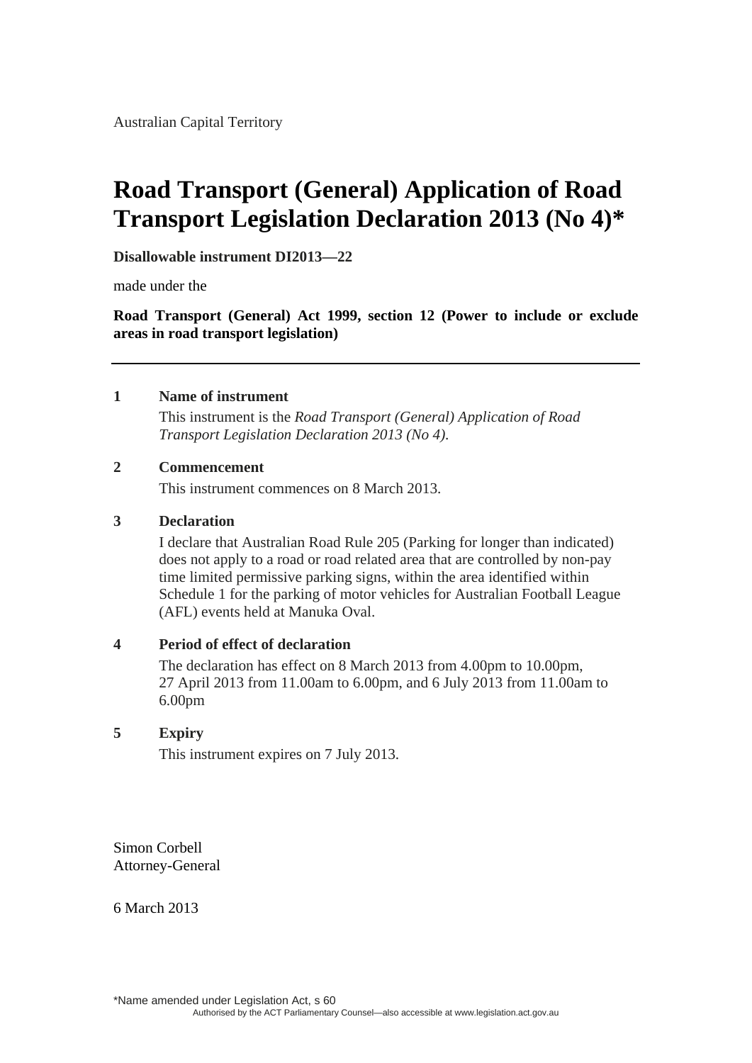Australian Capital Territory

# Road Transport (General) Application of Road Transport Legislation Declaration 2013 (No 4)*

**Disallowable instrument DI2013—22**

made under the

**Road Transport (General) Act 1999, section 12 (Power to include or exclude areas in road transport legislation)**

---

## 1 Name of instrument

This instrument is the *Road Transport (General) Application of Road Transport Legislation Declaration 2013 (No 4).*

## 2 Commencement

This instrument commences on 8 March 2013.

## 3 Declaration

I declare that Australian Road Rule 205 (Parking for longer than indicated) does not apply to a road or road related area that are controlled by non-pay time limited permissive parking signs, within the area identified within Schedule 1 for the parking of motor vehicles for Australian Football League (AFL) events held at Manuka Oval.

## 4 Period of effect of declaration

The declaration has effect on 8 March 2013 from 4.00pm to 10.00pm, 27 April 2013 from 11.00am to 6.00pm, and 6 July 2013 from 11.00am to 6.00pm

## 5 Expiry

This instrument expires on 7 July 2013.

Simon Corbell
Attorney-General

6 March 2013

*Name amended under Legislation Act, s 60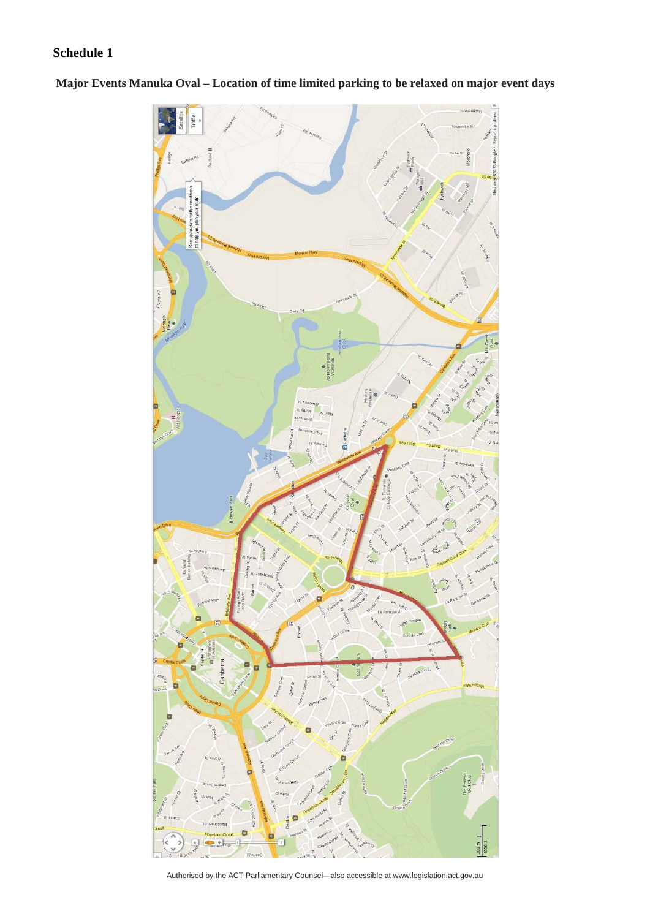# Schedule 1

**Major Events Manuka Oval – Location of time limited parking to be relaxed on major event days**